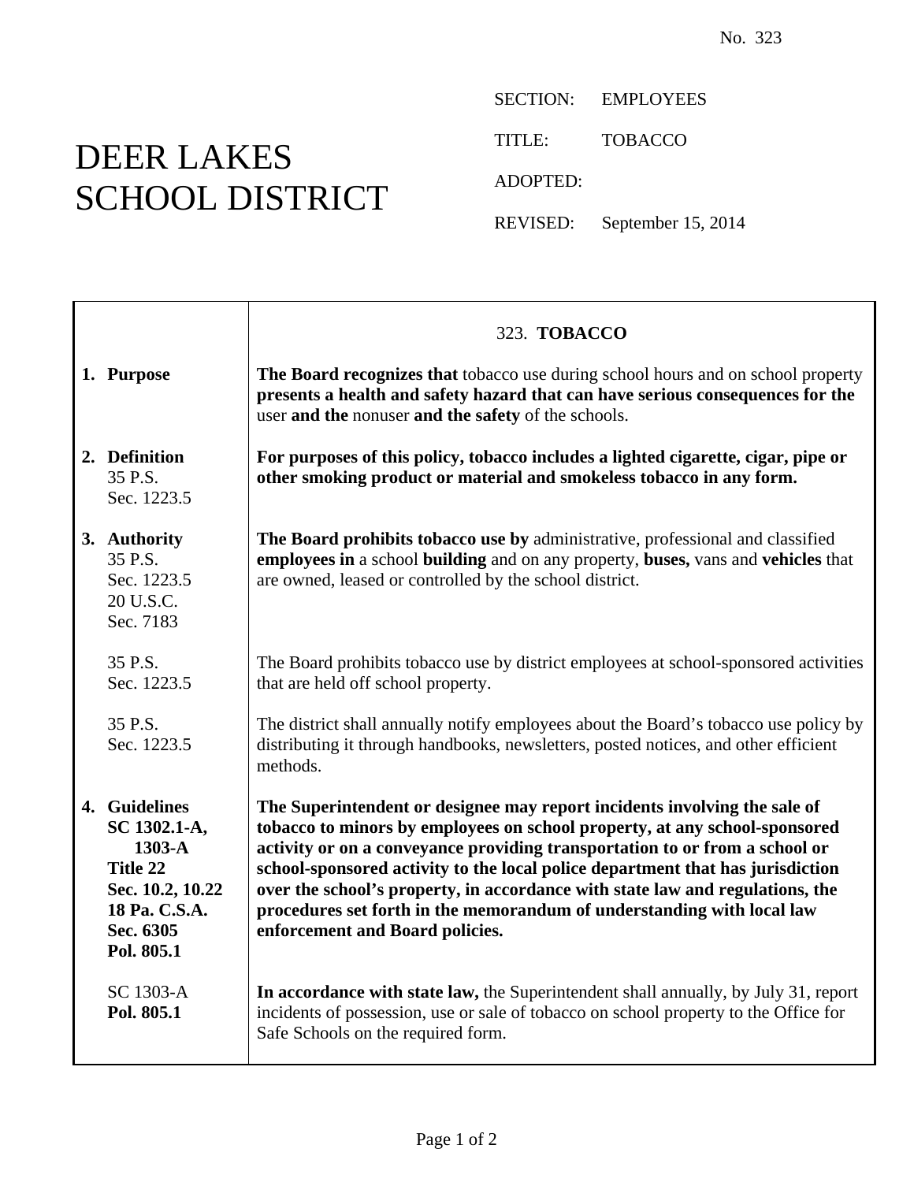No. 323

# DEER LAKES SCHOOL DISTRICT

SECTION: EMPLOYEES

TITLE: TOBACCO

ADOPTED:

REVISED: September 15, 2014

## 323. **TOBACCO**

| | |
|---|---|
| **1. Purpose** | **The Board recognizes that** tobacco use during school hours and on school property **presents a health and safety hazard that can have serious consequences for the** user **and the** nonuser **and the safety** of the schools. |
| **2. Definition** 35 P.S. Sec. 1223.5 | **For purposes of this policy, tobacco includes a lighted cigarette, cigar, pipe or other smoking product or material and smokeless tobacco in any form.** |
| **3. Authority** 35 P.S. Sec. 1223.5 20 U.S.C. Sec. 7183 | **The Board prohibits tobacco use by** administrative, professional and classified **employees in** a school **building** and on any property, **buses,** vans and **vehicles** that are owned, leased or controlled by the school district. |
| 35 P.S. Sec. 1223.5 | The Board prohibits tobacco use by district employees at school-sponsored activities that are held off school property. |
| 35 P.S. Sec. 1223.5 | The district shall annually notify employees about the Board's tobacco use policy by distributing it through handbooks, newsletters, posted notices, and other efficient methods. |
| **4. Guidelines SC 1302.1-A, 1303-A Title 22 Sec. 10.2, 10.22 18 Pa. C.S.A. Sec. 6305 Pol. 805.1** | **The Superintendent or designee may report incidents involving the sale of tobacco to minors by employees on school property, at any school-sponsored activity or on a conveyance providing transportation to or from a school or school-sponsored activity to the local police department that has jurisdiction over the school's property, in accordance with state law and regulations, the procedures set forth in the memorandum of understanding with local law enforcement and Board policies.** |
| SC 1303-A **Pol. 805.1** | **In accordance with state law,** the Superintendent shall annually, by July 31, report incidents of possession, use or sale of tobacco on school property to the Office for Safe Schools on the required form. |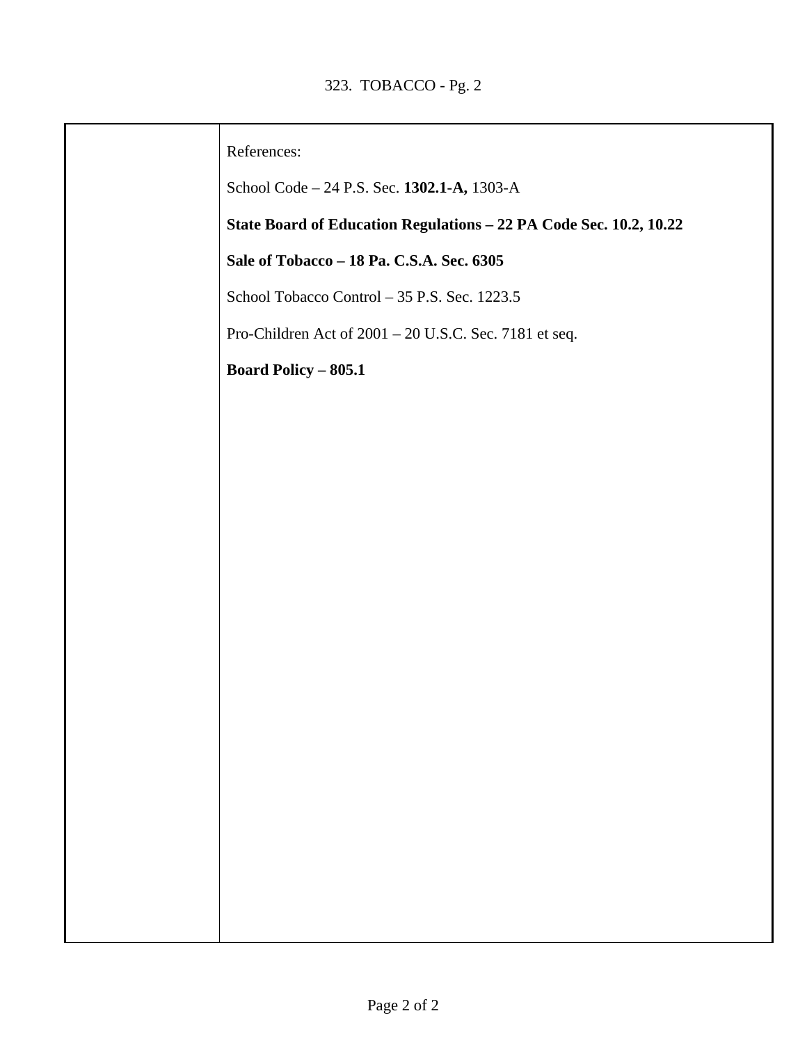References:

School Code – 24 P.S. Sec. **1302.1-A,** 1303-A

**State Board of Education Regulations – 22 PA Code Sec. 10.2, 10.22**

**Sale of Tobacco – 18 Pa. C.S.A. Sec. 6305**

School Tobacco Control – 35 P.S. Sec. 1223.5

Pro-Children Act of 2001 – 20 U.S.C. Sec. 7181 et seq.

**Board Policy – 805.1**